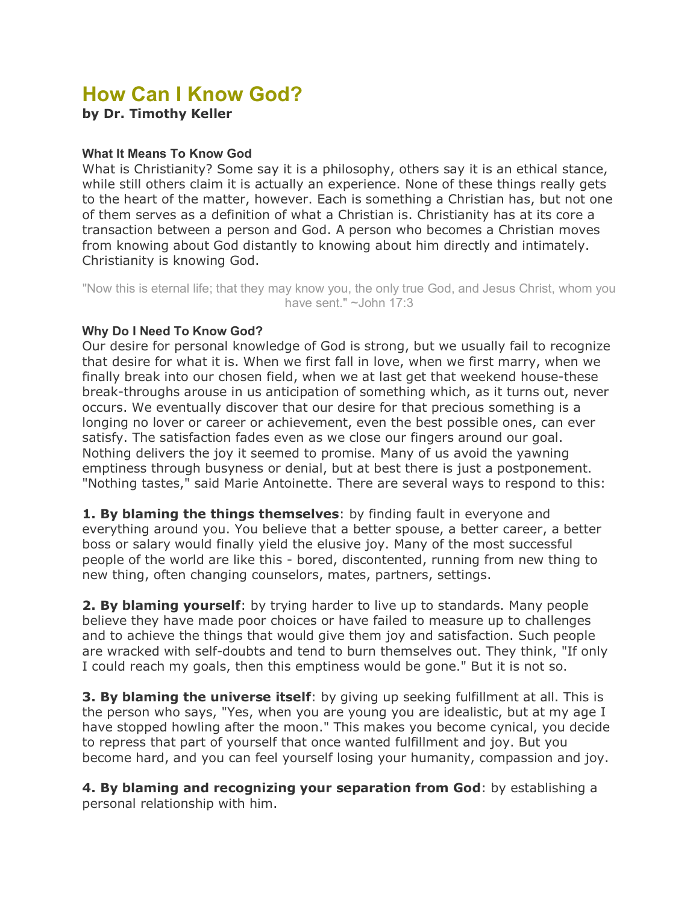# How Can I Know God?

**by Dr. Timothy Keller**

### What It Means To Know God

What is Christianity? Some say it is a philosophy, others say it is an ethical stance, while still others claim it is actually an experience. None of these things really gets to the heart of the matter, however. Each is something a Christian has, but not one of them serves as a definition of what a Christian is. Christianity has at its core a transaction between a person and God. A person who becomes a Christian moves from knowing about God distantly to knowing about him directly and intimately. Christianity is knowing God.

"Now this is eternal life; that they may know you, the only true God, and Jesus Christ, whom you have sent." ~John 17:3

### Why Do I Need To Know God?

Our desire for personal knowledge of God is strong, but we usually fail to recognize that desire for what it is. When we first fall in love, when we first marry, when we finally break into our chosen field, when we at last get that weekend house-these break-throughs arouse in us anticipation of something which, as it turns out, never occurs. We eventually discover that our desire for that precious something is a longing no lover or career or achievement, even the best possible ones, can ever satisfy. The satisfaction fades even as we close our fingers around our goal. Nothing delivers the joy it seemed to promise. Many of us avoid the yawning emptiness through busyness or denial, but at best there is just a postponement. "Nothing tastes," said Marie Antoinette. There are several ways to respond to this:

**1. By blaming the things themselves**: by finding fault in everyone and everything around you. You believe that a better spouse, a better career, a better boss or salary would finally yield the elusive joy. Many of the most successful people of the world are like this - bored, discontented, running from new thing to new thing, often changing counselors, mates, partners, settings.

**2. By blaming yourself**: by trying harder to live up to standards. Many people believe they have made poor choices or have failed to measure up to challenges and to achieve the things that would give them joy and satisfaction. Such people are wracked with self-doubts and tend to burn themselves out. They think, "If only I could reach my goals, then this emptiness would be gone." But it is not so.

**3. By blaming the universe itself**: by giving up seeking fulfillment at all. This is the person who says, "Yes, when you are young you are idealistic, but at my age I have stopped howling after the moon." This makes you become cynical, you decide to repress that part of yourself that once wanted fulfillment and joy. But you become hard, and you can feel yourself losing your humanity, compassion and joy.

**4. By blaming and recognizing your separation from God**: by establishing a personal relationship with him.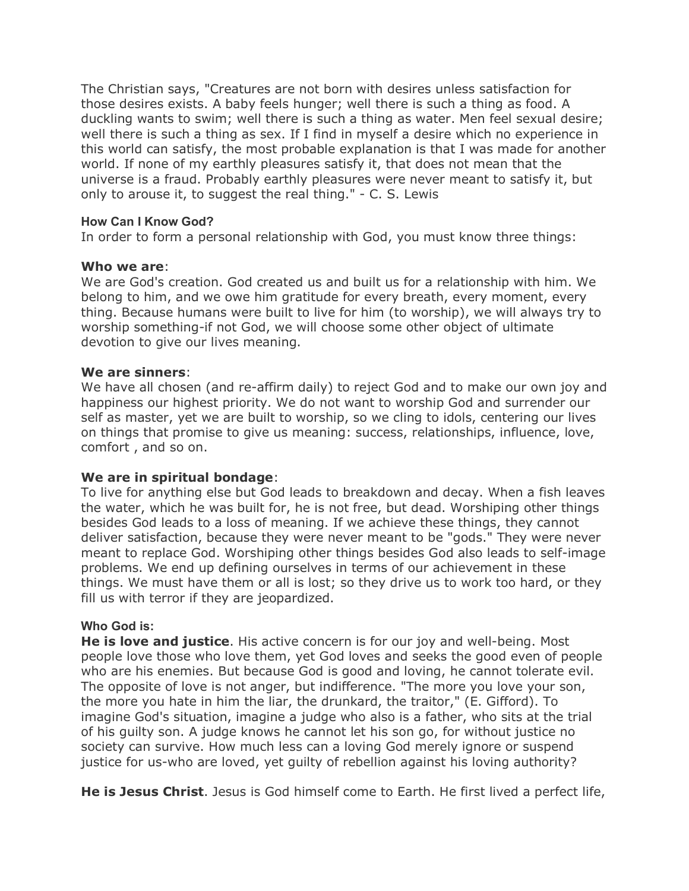The Christian says, "Creatures are not born with desires unless satisfaction for those desires exists. A baby feels hunger; well there is such a thing as food. A duckling wants to swim; well there is such a thing as water. Men feel sexual desire; well there is such a thing as sex. If I find in myself a desire which no experience in this world can satisfy, the most probable explanation is that I was made for another world. If none of my earthly pleasures satisfy it, that does not mean that the universe is a fraud. Probably earthly pleasures were never meant to satisfy it, but only to arouse it, to suggest the real thing." - C. S. Lewis

### How Can I Know God?

In order to form a personal relationship with God, you must know three things:

**Who we are**:
We are God's creation. God created us and built us for a relationship with him. We belong to him, and we owe him gratitude for every breath, every moment, every thing. Because humans were built to live for him (to worship), we will always try to worship something-if not God, we will choose some other object of ultimate devotion to give our lives meaning.

**We are sinners**:
We have all chosen (and re-affirm daily) to reject God and to make our own joy and happiness our highest priority. We do not want to worship God and surrender our self as master, yet we are built to worship, so we cling to idols, centering our lives on things that promise to give us meaning: success, relationships, influence, love, comfort , and so on.

**We are in spiritual bondage**:
To live for anything else but God leads to breakdown and decay. When a fish leaves the water, which he was built for, he is not free, but dead. Worshiping other things besides God leads to a loss of meaning. If we achieve these things, they cannot deliver satisfaction, because they were never meant to be "gods." They were never meant to replace God. Worshiping other things besides God also leads to self-image problems. We end up defining ourselves in terms of our achievement in these things. We must have them or all is lost; so they drive us to work too hard, or they fill us with terror if they are jeopardized.

### Who God is:

**He is love and justice**. His active concern is for our joy and well-being. Most people love those who love them, yet God loves and seeks the good even of people who are his enemies. But because God is good and loving, he cannot tolerate evil. The opposite of love is not anger, but indifference. "The more you love your son, the more you hate in him the liar, the drunkard, the traitor," (E. Gifford). To imagine God's situation, imagine a judge who also is a father, who sits at the trial of his guilty son. A judge knows he cannot let his son go, for without justice no society can survive. How much less can a loving God merely ignore or suspend justice for us-who are loved, yet guilty of rebellion against his loving authority?

**He is Jesus Christ**. Jesus is God himself come to Earth. He first lived a perfect life,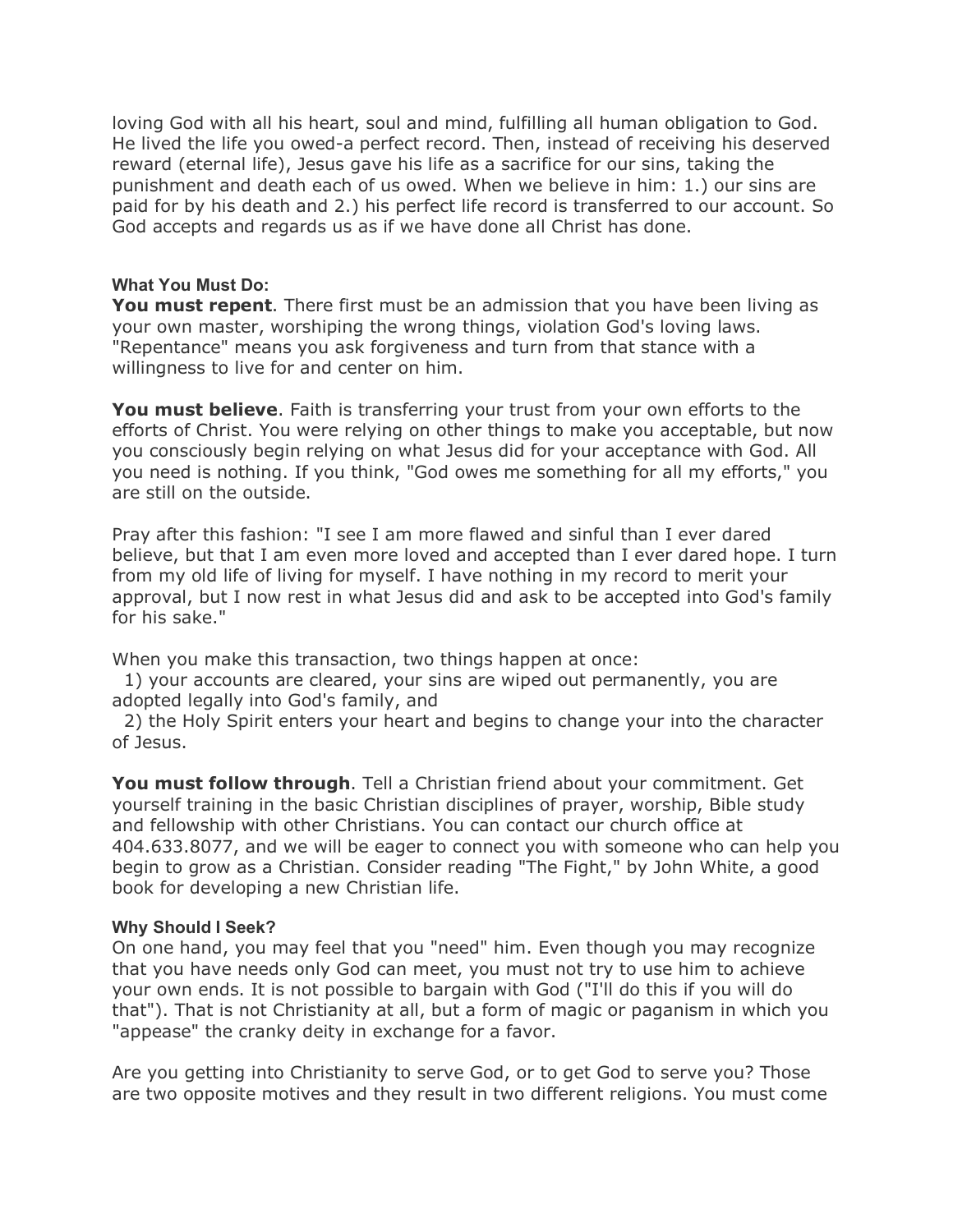loving God with all his heart, soul and mind, fulfilling all human obligation to God. He lived the life you owed-a perfect record. Then, instead of receiving his deserved reward (eternal life), Jesus gave his life as a sacrifice for our sins, taking the punishment and death each of us owed. When we believe in him: 1.) our sins are paid for by his death and 2.) his perfect life record is transferred to our account. So God accepts and regards us as if we have done all Christ has done.

#### What You Must Do:

**You must repent**. There first must be an admission that you have been living as your own master, worshiping the wrong things, violation God's loving laws. "Repentance" means you ask forgiveness and turn from that stance with a willingness to live for and center on him.

**You must believe**. Faith is transferring your trust from your own efforts to the efforts of Christ. You were relying on other things to make you acceptable, but now you consciously begin relying on what Jesus did for your acceptance with God. All you need is nothing. If you think, "God owes me something for all my efforts," you are still on the outside.

Pray after this fashion: "I see I am more flawed and sinful than I ever dared believe, but that I am even more loved and accepted than I ever dared hope. I turn from my old life of living for myself. I have nothing in my record to merit your approval, but I now rest in what Jesus did and ask to be accepted into God's family for his sake."

When you make this transaction, two things happen at once:

1) your accounts are cleared, your sins are wiped out permanently, you are adopted legally into God's family, and
2) the Holy Spirit enters your heart and begins to change your into the character of Jesus.

**You must follow through**. Tell a Christian friend about your commitment. Get yourself training in the basic Christian disciplines of prayer, worship, Bible study and fellowship with other Christians. You can contact our church office at 404.633.8077, and we will be eager to connect you with someone who can help you begin to grow as a Christian. Consider reading "The Fight," by John White, a good book for developing a new Christian life.

#### Why Should I Seek?

On one hand, you may feel that you "need" him. Even though you may recognize that you have needs only God can meet, you must not try to use him to achieve your own ends. It is not possible to bargain with God ("I'll do this if you will do that"). That is not Christianity at all, but a form of magic or paganism in which you "appease" the cranky deity in exchange for a favor.

Are you getting into Christianity to serve God, or to get God to serve you? Those are two opposite motives and they result in two different religions. You must come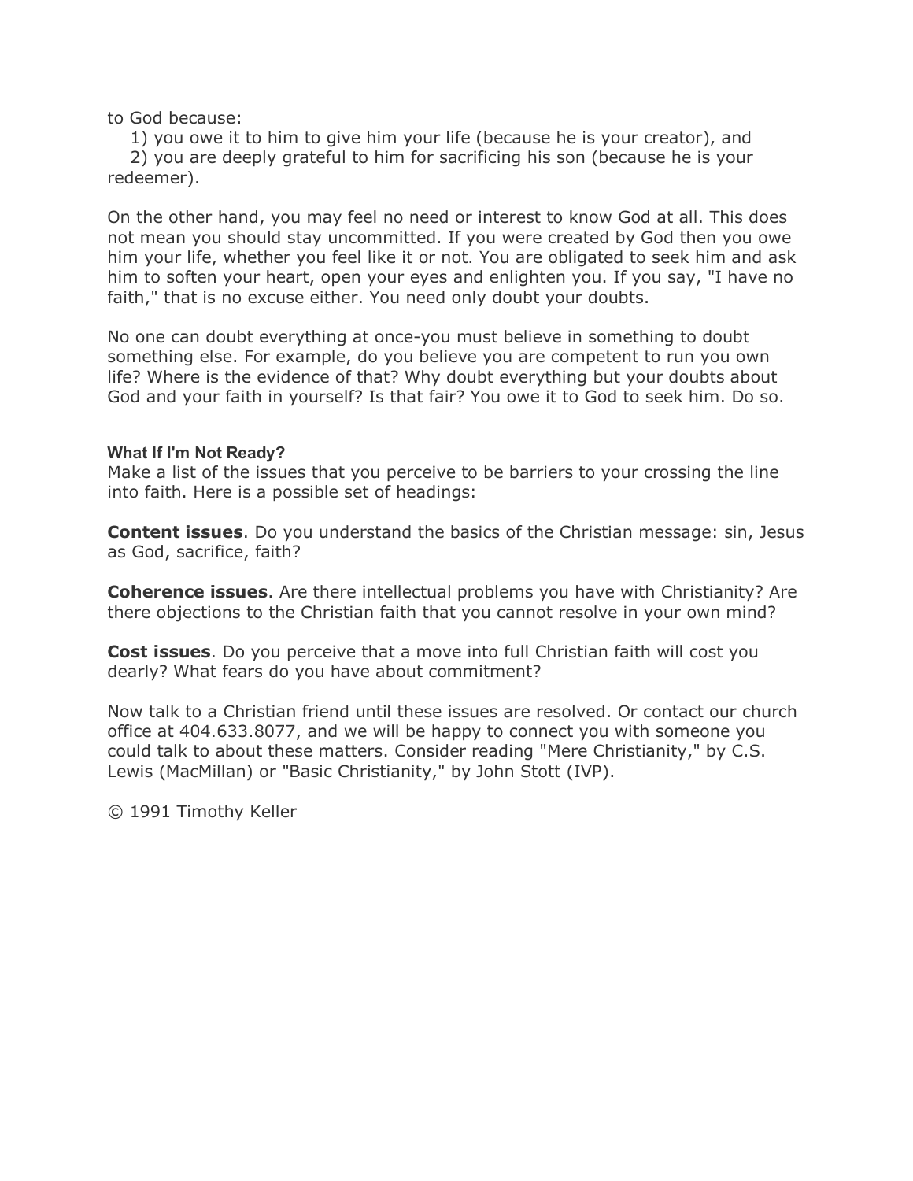to God because:

1) you owe it to him to give him your life (because he is your creator), and
2) you are deeply grateful to him for sacrificing his son (because he is your redeemer).

On the other hand, you may feel no need or interest to know God at all. This does not mean you should stay uncommitted. If you were created by God then you owe him your life, whether you feel like it or not. You are obligated to seek him and ask him to soften your heart, open your eyes and enlighten you. If you say, "I have no faith," that is no excuse either. You need only doubt your doubts.

No one can doubt everything at once-you must believe in something to doubt something else. For example, do you believe you are competent to run you own life? Where is the evidence of that? Why doubt everything but your doubts about God and your faith in yourself? Is that fair? You owe it to God to seek him. Do so.

### What If I'm Not Ready?

Make a list of the issues that you perceive to be barriers to your crossing the line into faith. Here is a possible set of headings:

**Content issues**. Do you understand the basics of the Christian message: sin, Jesus as God, sacrifice, faith?

**Coherence issues**. Are there intellectual problems you have with Christianity? Are there objections to the Christian faith that you cannot resolve in your own mind?

**Cost issues**. Do you perceive that a move into full Christian faith will cost you dearly? What fears do you have about commitment?

Now talk to a Christian friend until these issues are resolved. Or contact our church office at 404.633.8077, and we will be happy to connect you with someone you could talk to about these matters. Consider reading "Mere Christianity," by C.S. Lewis (MacMillan) or "Basic Christianity," by John Stott (IVP).

© 1991 Timothy Keller